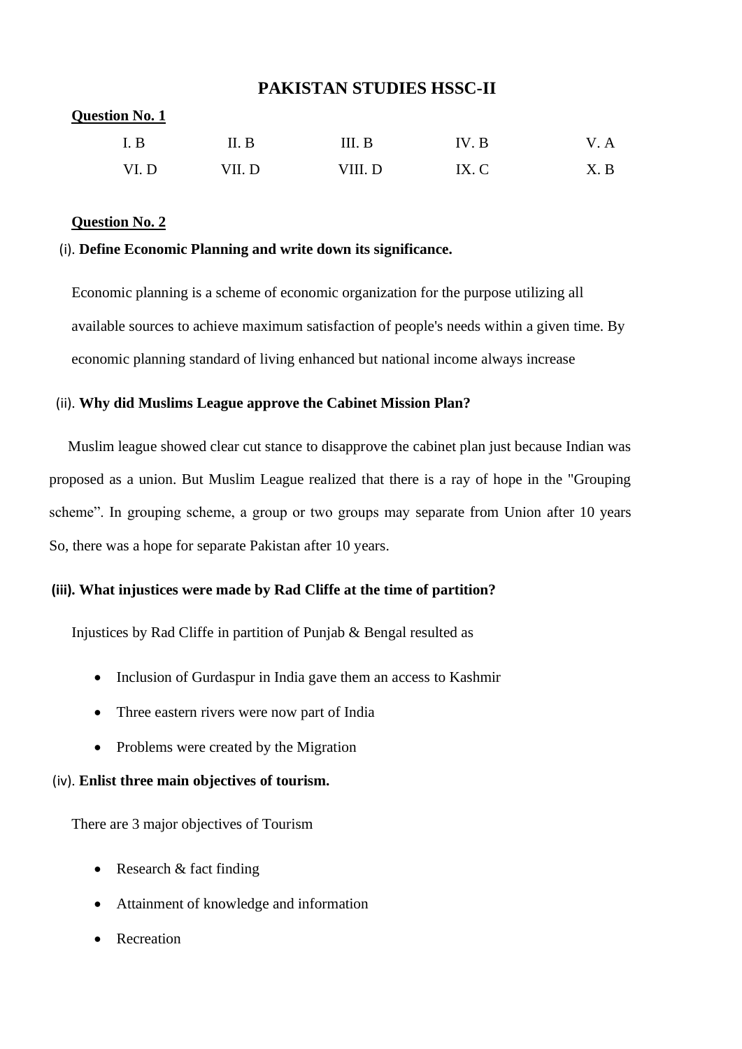# PAKISTAN STUDIES HSSC-II

**Question No. 1**

| I. B | II. B | III. B | IV. B | V. A |
|---|---|---|---|---|
| VI. D | VII. D | VIII. D | IX. C | X. B |

**Question No. 2**

(i). **Define Economic Planning and write down its significance.**

Economic planning is a scheme of economic organization for the purpose utilizing all available sources to achieve maximum satisfaction of people's needs within a given time. By economic planning standard of living enhanced but national income always increase

(ii). **Why did Muslims League approve the Cabinet Mission Plan?**

Muslim league showed clear cut stance to disapprove the cabinet plan just because Indian was proposed as a union. But Muslim League realized that there is a ray of hope in the "Grouping scheme". In grouping scheme, a group or two groups may separate from Union after 10 years So, there was a hope for separate Pakistan after 10 years.

**(iii). What injustices were made by Rad Cliffe at the time of partition?**

Injustices by Rad Cliffe in partition of Punjab & Bengal resulted as

- Inclusion of Gurdaspur in India gave them an access to Kashmir
- Three eastern rivers were now part of India
- Problems were created by the Migration

(iv). **Enlist three main objectives of tourism.**

There are 3 major objectives of Tourism

- Research & fact finding
- Attainment of knowledge and information
- Recreation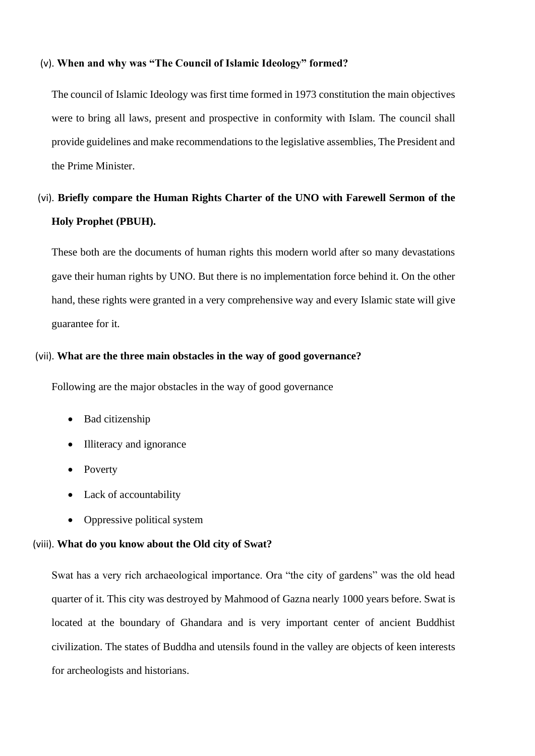(v). **When and why was "The Council of Islamic Ideology" formed?**

The council of Islamic Ideology was first time formed in 1973 constitution the main objectives were to bring all laws, present and prospective in conformity with Islam. The council shall provide guidelines and make recommendations to the legislative assemblies, The President and the Prime Minister.

(vi). **Briefly compare the Human Rights Charter of the UNO with Farewell Sermon of the Holy Prophet (PBUH).**

These both are the documents of human rights this modern world after so many devastations gave their human rights by UNO. But there is no implementation force behind it. On the other hand, these rights were granted in a very comprehensive way and every Islamic state will give guarantee for it.

(vii). **What are the three main obstacles in the way of good governance?**

Following are the major obstacles in the way of good governance

- Bad citizenship
- Illiteracy and ignorance
- Poverty
- Lack of accountability
- Oppressive political system

(viii). **What do you know about the Old city of Swat?**

Swat has a very rich archaeological importance. Ora "the city of gardens" was the old head quarter of it. This city was destroyed by Mahmood of Gazna nearly 1000 years before. Swat is located at the boundary of Ghandara and is very important center of ancient Buddhist civilization. The states of Buddha and utensils found in the valley are objects of keen interests for archeologists and historians.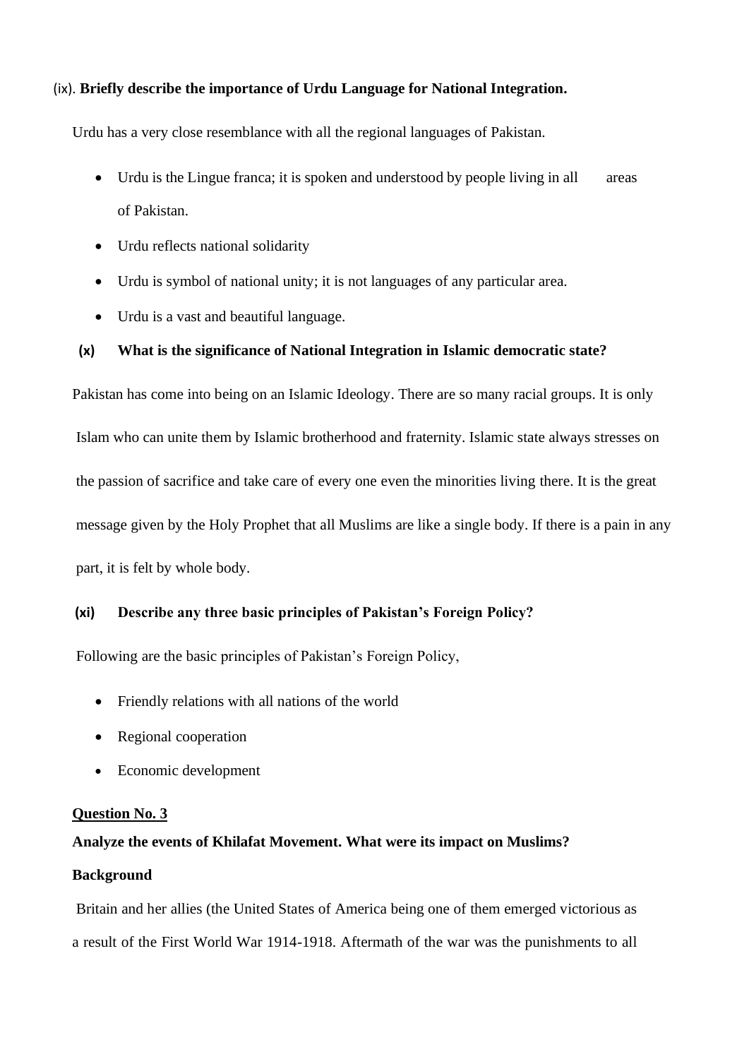(ix). **Briefly describe the importance of Urdu Language for National Integration.**

Urdu has a very close resemblance with all the regional languages of Pakistan.

- Urdu is the Lingue franca; it is spoken and understood by people living in all areas of Pakistan.
- Urdu reflects national solidarity
- Urdu is symbol of national unity; it is not languages of any particular area.
- Urdu is a vast and beautiful language.

**(x) What is the significance of National Integration in Islamic democratic state?**

Pakistan has come into being on an Islamic Ideology. There are so many racial groups. It is only Islam who can unite them by Islamic brotherhood and fraternity. Islamic state always stresses on the passion of sacrifice and take care of every one even the minorities living there. It is the great message given by the Holy Prophet that all Muslims are like a single body. If there is a pain in any part, it is felt by whole body.

**(xi) Describe any three basic principles of Pakistan's Foreign Policy?**

Following are the basic principles of Pakistan's Foreign Policy,

- Friendly relations with all nations of the world
- Regional cooperation
- Economic development

**<u>Question No. 3</u>**

**Analyze the events of Khilafat Movement. What were its impact on Muslims?**

**Background**

Britain and her allies (the United States of America being one of them emerged victorious as a result of the First World War 1914-1918. Aftermath of the war was the punishments to all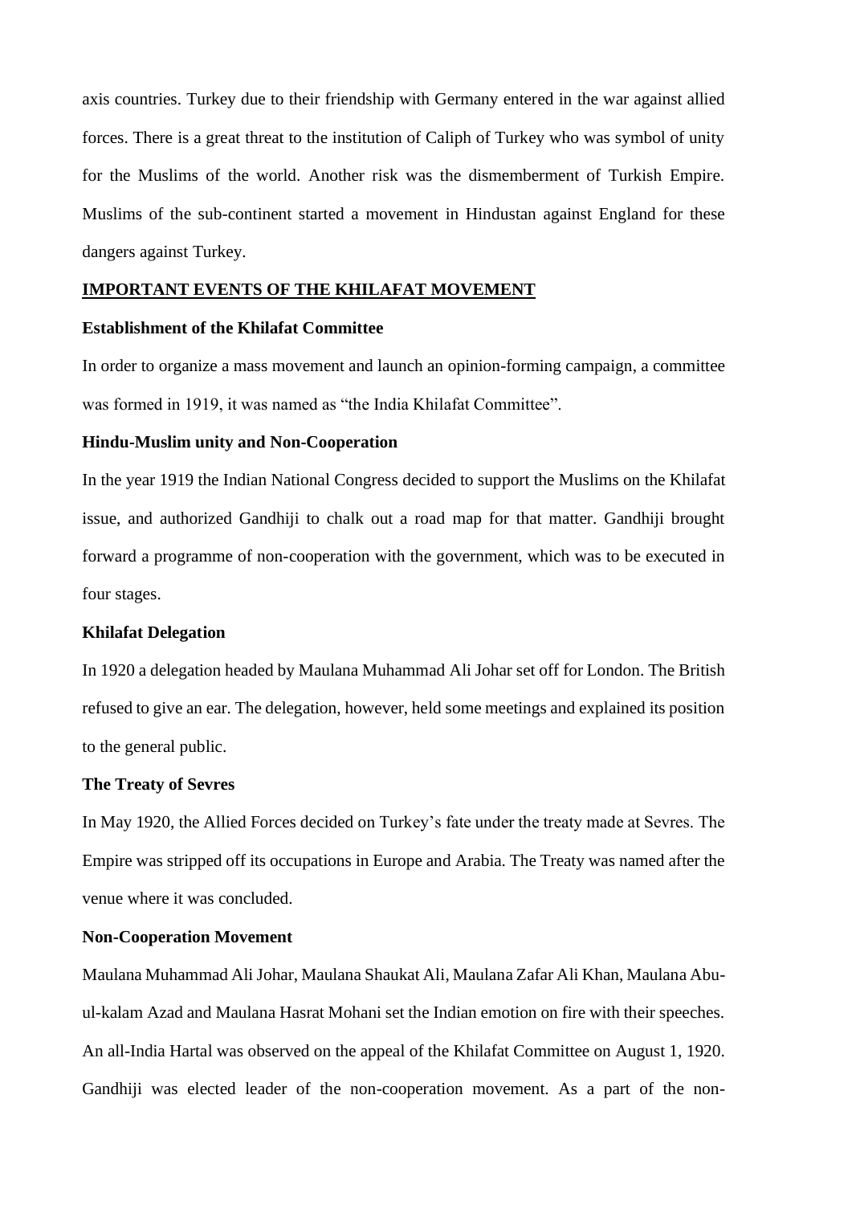axis countries. Turkey due to their friendship with Germany entered in the war against allied forces. There is a great threat to the institution of Caliph of Turkey who was symbol of unity for the Muslims of the world. Another risk was the dismemberment of Turkish Empire. Muslims of the sub-continent started a movement in Hindustan against England for these dangers against Turkey.

## IMPORTANT EVENTS OF THE KHILAFAT MOVEMENT

### Establishment of the Khilafat Committee

In order to organize a mass movement and launch an opinion-forming campaign, a committee was formed in 1919, it was named as "the India Khilafat Committee".

### Hindu-Muslim unity and Non-Cooperation

In the year 1919 the Indian National Congress decided to support the Muslims on the Khilafat issue, and authorized Gandhiji to chalk out a road map for that matter. Gandhiji brought forward a programme of non-cooperation with the government, which was to be executed in four stages.

### Khilafat Delegation

In 1920 a delegation headed by Maulana Muhammad Ali Johar set off for London. The British refused to give an ear. The delegation, however, held some meetings and explained its position to the general public.

### The Treaty of Sevres

In May 1920, the Allied Forces decided on Turkey's fate under the treaty made at Sevres. The Empire was stripped off its occupations in Europe and Arabia. The Treaty was named after the venue where it was concluded.

### Non-Cooperation Movement

Maulana Muhammad Ali Johar, Maulana Shaukat Ali, Maulana Zafar Ali Khan, Maulana Abu-ul-kalam Azad and Maulana Hasrat Mohani set the Indian emotion on fire with their speeches. An all-India Hartal was observed on the appeal of the Khilafat Committee on August 1, 1920. Gandhiji was elected leader of the non-cooperation movement. As a part of the non-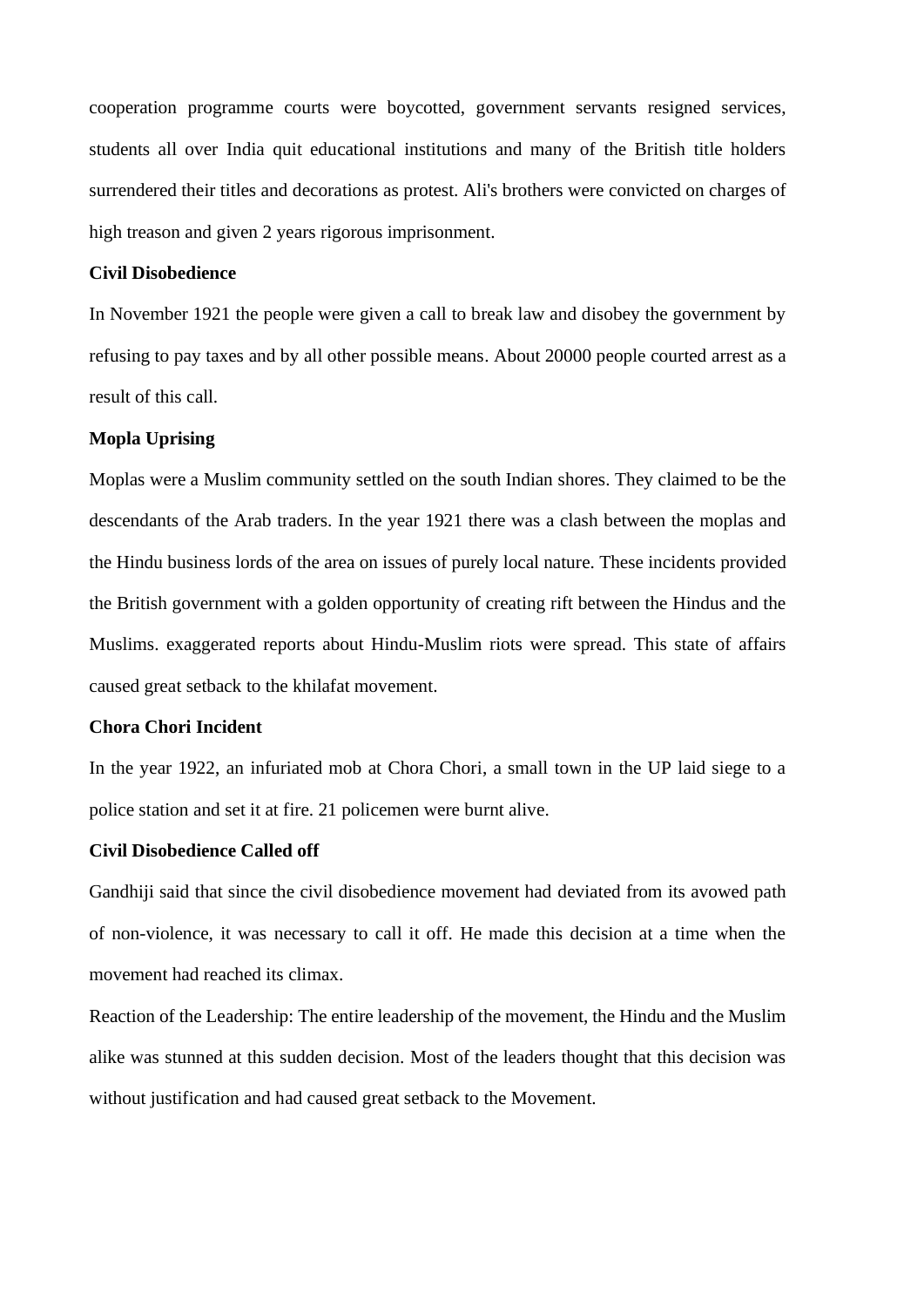cooperation programme courts were boycotted, government servants resigned services, students all over India quit educational institutions and many of the British title holders surrendered their titles and decorations as protest. Ali's brothers were convicted on charges of high treason and given 2 years rigorous imprisonment.

**Civil Disobedience**

In November 1921 the people were given a call to break law and disobey the government by refusing to pay taxes and by all other possible means. About 20000 people courted arrest as a result of this call.

**Mopla Uprising**

Moplas were a Muslim community settled on the south Indian shores. They claimed to be the descendants of the Arab traders. In the year 1921 there was a clash between the moplas and the Hindu business lords of the area on issues of purely local nature. These incidents provided the British government with a golden opportunity of creating rift between the Hindus and the Muslims. exaggerated reports about Hindu-Muslim riots were spread. This state of affairs caused great setback to the khilafat movement.

**Chora Chori Incident**

In the year 1922, an infuriated mob at Chora Chori, a small town in the UP laid siege to a police station and set it at fire. 21 policemen were burnt alive.

**Civil Disobedience Called off**

Gandhiji said that since the civil disobedience movement had deviated from its avowed path of non-violence, it was necessary to call it off. He made this decision at a time when the movement had reached its climax.

Reaction of the Leadership: The entire leadership of the movement, the Hindu and the Muslim alike was stunned at this sudden decision. Most of the leaders thought that this decision was without justification and had caused great setback to the Movement.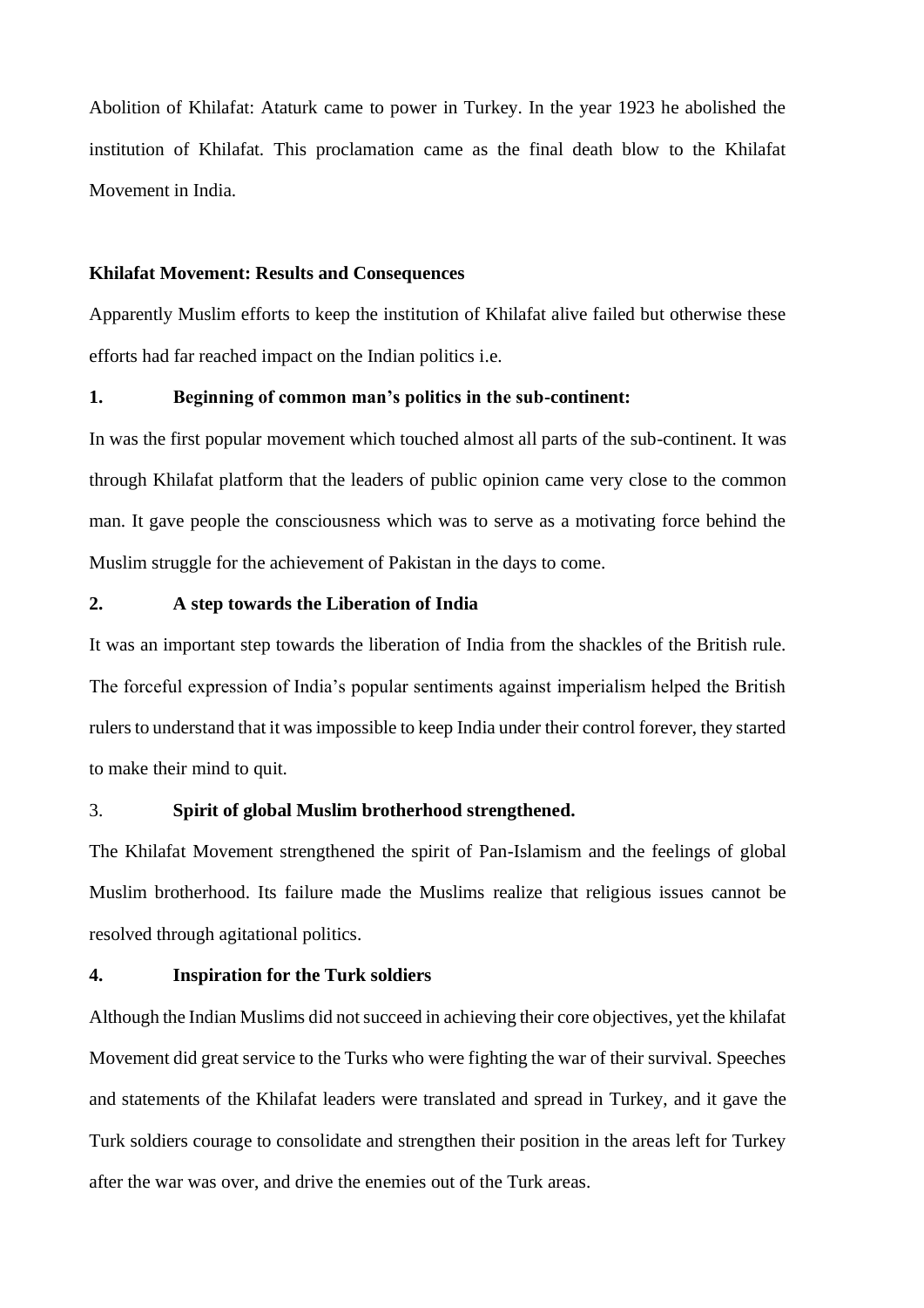Abolition of Khilafat: Ataturk came to power in Turkey. In the year 1923 he abolished the institution of Khilafat. This proclamation came as the final death blow to the Khilafat Movement in India.

**Khilafat Movement: Results and Consequences**

Apparently Muslim efforts to keep the institution of Khilafat alive failed but otherwise these efforts had far reached impact on the Indian politics i.e.

**1. Beginning of common man's politics in the sub-continent:**

In was the first popular movement which touched almost all parts of the sub-continent. It was through Khilafat platform that the leaders of public opinion came very close to the common man. It gave people the consciousness which was to serve as a motivating force behind the Muslim struggle for the achievement of Pakistan in the days to come.

**2. A step towards the Liberation of India**

It was an important step towards the liberation of India from the shackles of the British rule. The forceful expression of India's popular sentiments against imperialism helped the British rulers to understand that it was impossible to keep India under their control forever, they started to make their mind to quit.

3. **Spirit of global Muslim brotherhood strengthened.**

The Khilafat Movement strengthened the spirit of Pan-Islamism and the feelings of global Muslim brotherhood. Its failure made the Muslims realize that religious issues cannot be resolved through agitational politics.

**4. Inspiration for the Turk soldiers**

Although the Indian Muslims did not succeed in achieving their core objectives, yet the khilafat Movement did great service to the Turks who were fighting the war of their survival. Speeches and statements of the Khilafat leaders were translated and spread in Turkey, and it gave the Turk soldiers courage to consolidate and strengthen their position in the areas left for Turkey after the war was over, and drive the enemies out of the Turk areas.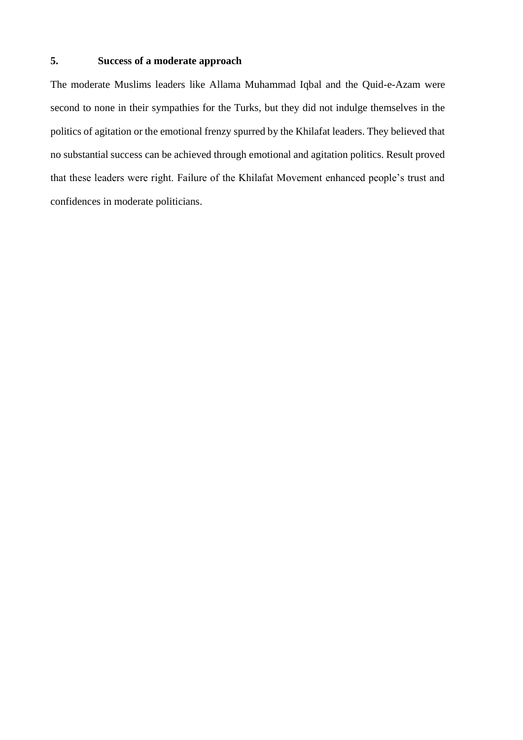**5. Success of a moderate approach**

The moderate Muslims leaders like Allama Muhammad Iqbal and the Quid-e-Azam were second to none in their sympathies for the Turks, but they did not indulge themselves in the politics of agitation or the emotional frenzy spurred by the Khilafat leaders. They believed that no substantial success can be achieved through emotional and agitation politics. Result proved that these leaders were right. Failure of the Khilafat Movement enhanced people's trust and confidences in moderate politicians.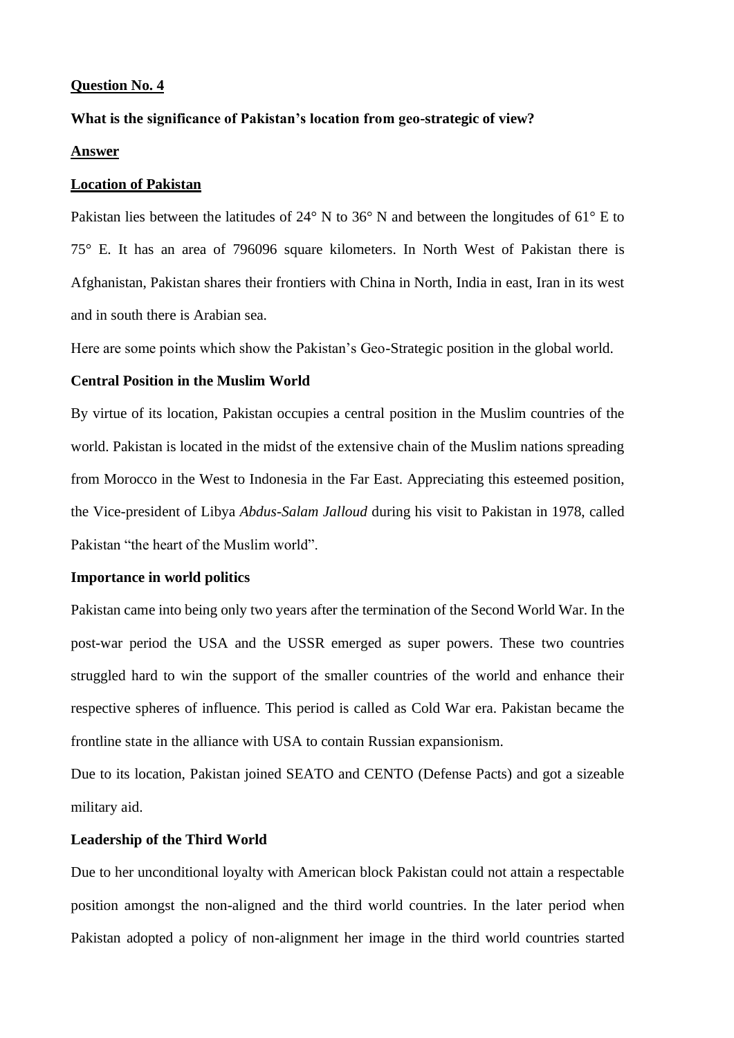**Question No. 4**

**What is the significance of Pakistan's location from geo-strategic of view?**

**Answer**

**Location of Pakistan**

Pakistan lies between the latitudes of 24° N to 36° N and between the longitudes of 61° E to 75° E. It has an area of 796096 square kilometers. In North West of Pakistan there is Afghanistan, Pakistan shares their frontiers with China in North, India in east, Iran in its west and in south there is Arabian sea.

Here are some points which show the Pakistan's Geo-Strategic position in the global world.

**Central Position in the Muslim World**

By virtue of its location, Pakistan occupies a central position in the Muslim countries of the world. Pakistan is located in the midst of the extensive chain of the Muslim nations spreading from Morocco in the West to Indonesia in the Far East. Appreciating this esteemed position, the Vice-president of Libya *Abdus-Salam Jalloud* during his visit to Pakistan in 1978, called Pakistan "the heart of the Muslim world".

**Importance in world politics**

Pakistan came into being only two years after the termination of the Second World War. In the post-war period the USA and the USSR emerged as super powers. These two countries struggled hard to win the support of the smaller countries of the world and enhance their respective spheres of influence. This period is called as Cold War era. Pakistan became the frontline state in the alliance with USA to contain Russian expansionism.

Due to its location, Pakistan joined SEATO and CENTO (Defense Pacts) and got a sizeable military aid.

**Leadership of the Third World**

Due to her unconditional loyalty with American block Pakistan could not attain a respectable position amongst the non-aligned and the third world countries. In the later period when Pakistan adopted a policy of non-alignment her image in the third world countries started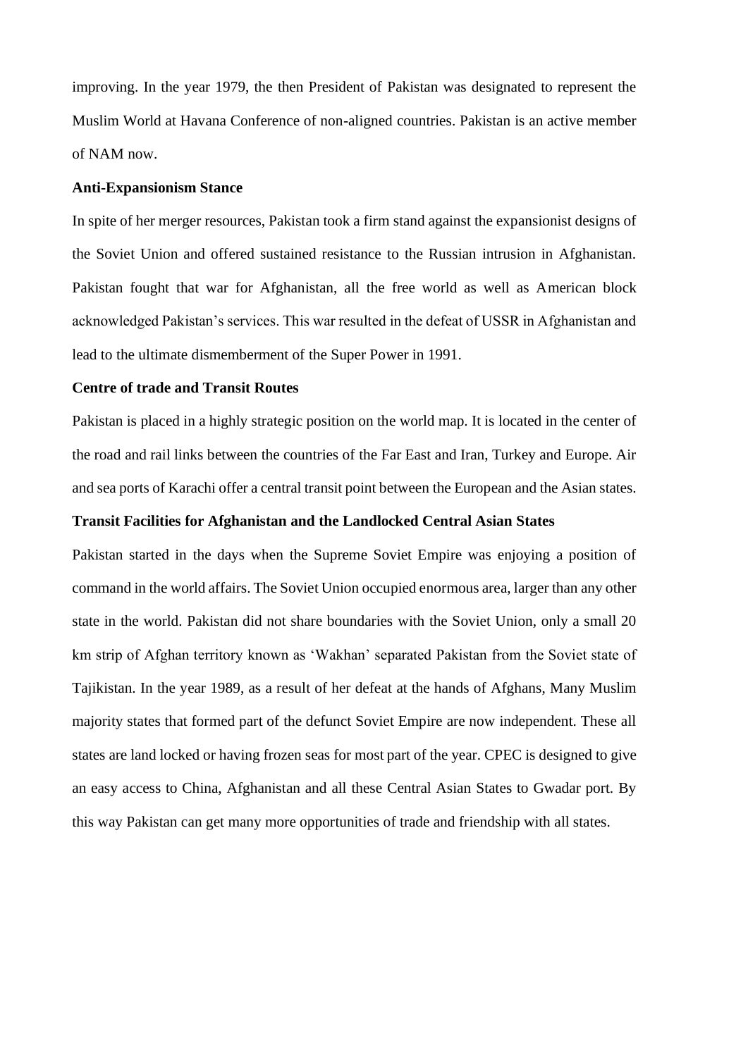improving. In the year 1979, the then President of Pakistan was designated to represent the Muslim World at Havana Conference of non-aligned countries. Pakistan is an active member of NAM now.

**Anti-Expansionism Stance**

In spite of her merger resources, Pakistan took a firm stand against the expansionist designs of the Soviet Union and offered sustained resistance to the Russian intrusion in Afghanistan. Pakistan fought that war for Afghanistan, all the free world as well as American block acknowledged Pakistan's services. This war resulted in the defeat of USSR in Afghanistan and lead to the ultimate dismemberment of the Super Power in 1991.

**Centre of trade and Transit Routes**

Pakistan is placed in a highly strategic position on the world map. It is located in the center of the road and rail links between the countries of the Far East and Iran, Turkey and Europe. Air and sea ports of Karachi offer a central transit point between the European and the Asian states.

**Transit Facilities for Afghanistan and the Landlocked Central Asian States**

Pakistan started in the days when the Supreme Soviet Empire was enjoying a position of command in the world affairs. The Soviet Union occupied enormous area, larger than any other state in the world. Pakistan did not share boundaries with the Soviet Union, only a small 20 km strip of Afghan territory known as 'Wakhan' separated Pakistan from the Soviet state of Tajikistan. In the year 1989, as a result of her defeat at the hands of Afghans, Many Muslim majority states that formed part of the defunct Soviet Empire are now independent. These all states are land locked or having frozen seas for most part of the year. CPEC is designed to give an easy access to China, Afghanistan and all these Central Asian States to Gwadar port. By this way Pakistan can get many more opportunities of trade and friendship with all states.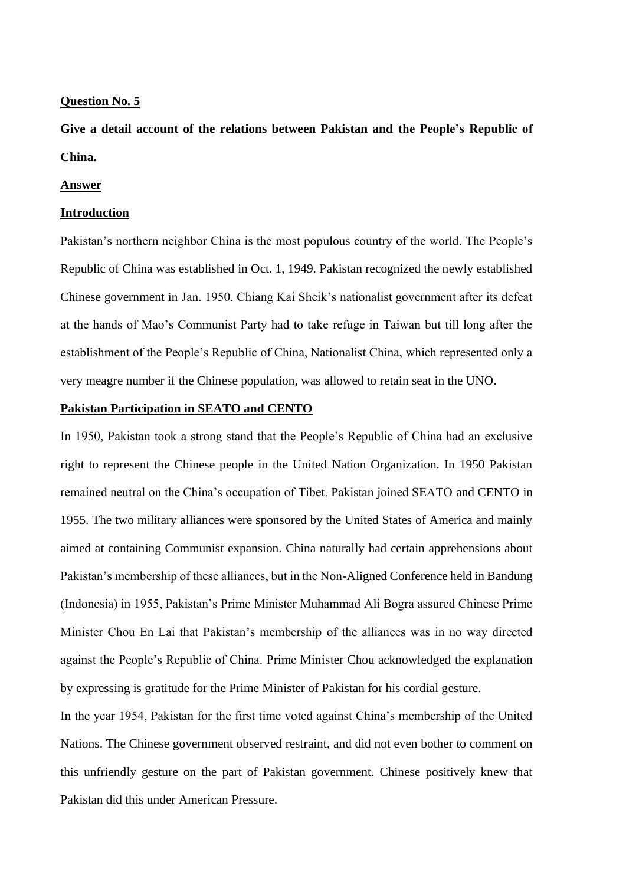**Question No. 5**

**Give a detail account of the relations between Pakistan and the People's Republic of China.**

**Answer**

**Introduction**

Pakistan's northern neighbor China is the most populous country of the world. The People's Republic of China was established in Oct. 1, 1949. Pakistan recognized the newly established Chinese government in Jan. 1950. Chiang Kai Sheik's nationalist government after its defeat at the hands of Mao's Communist Party had to take refuge in Taiwan but till long after the establishment of the People's Republic of China, Nationalist China, which represented only a very meagre number if the Chinese population, was allowed to retain seat in the UNO.

**Pakistan Participation in SEATO and CENTO**

In 1950, Pakistan took a strong stand that the People's Republic of China had an exclusive right to represent the Chinese people in the United Nation Organization. In 1950 Pakistan remained neutral on the China's occupation of Tibet. Pakistan joined SEATO and CENTO in 1955. The two military alliances were sponsored by the United States of America and mainly aimed at containing Communist expansion. China naturally had certain apprehensions about Pakistan's membership of these alliances, but in the Non-Aligned Conference held in Bandung (Indonesia) in 1955, Pakistan's Prime Minister Muhammad Ali Bogra assured Chinese Prime Minister Chou En Lai that Pakistan's membership of the alliances was in no way directed against the People's Republic of China. Prime Minister Chou acknowledged the explanation by expressing is gratitude for the Prime Minister of Pakistan for his cordial gesture.

In the year 1954, Pakistan for the first time voted against China's membership of the United Nations. The Chinese government observed restraint, and did not even bother to comment on this unfriendly gesture on the part of Pakistan government. Chinese positively knew that Pakistan did this under American Pressure.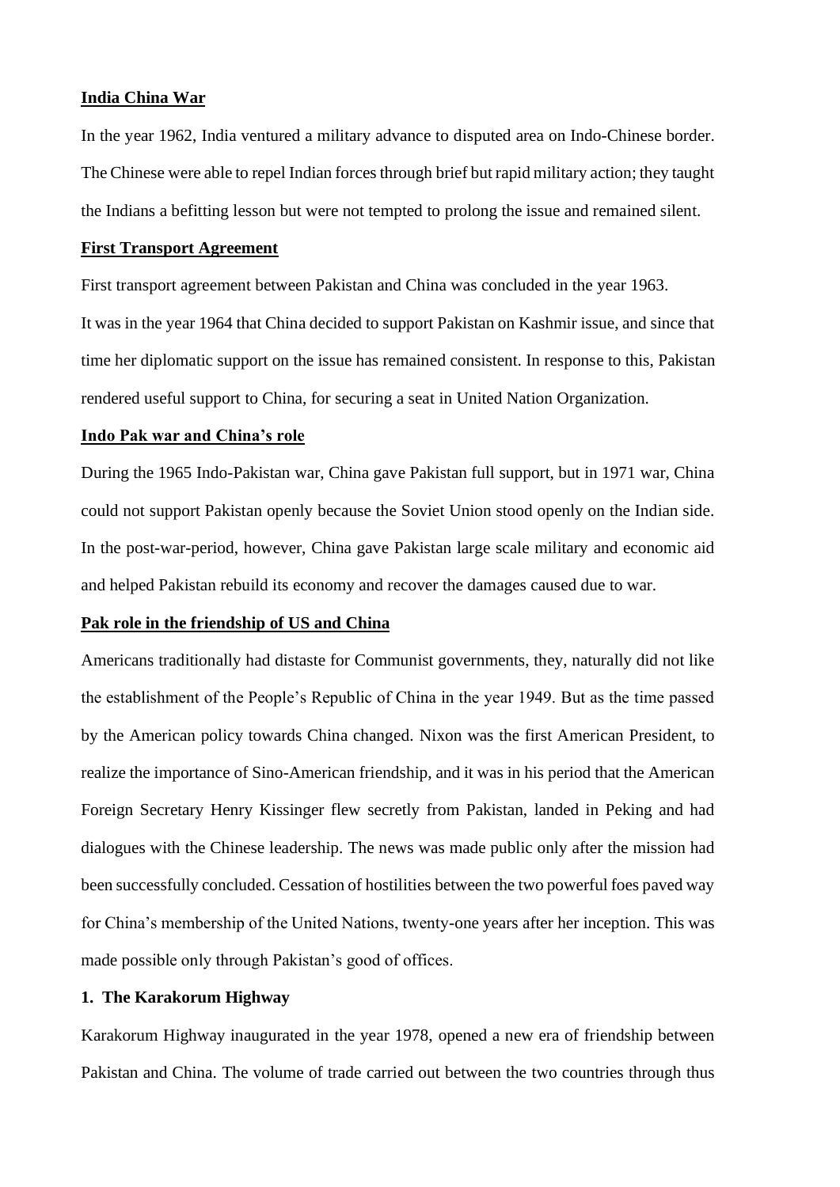**India China War**

In the year 1962, India ventured a military advance to disputed area on Indo-Chinese border. The Chinese were able to repel Indian forces through brief but rapid military action; they taught the Indians a befitting lesson but were not tempted to prolong the issue and remained silent.

**First Transport Agreement**

First transport agreement between Pakistan and China was concluded in the year 1963.

It was in the year 1964 that China decided to support Pakistan on Kashmir issue, and since that time her diplomatic support on the issue has remained consistent. In response to this, Pakistan rendered useful support to China, for securing a seat in United Nation Organization.

**Indo Pak war and China's role**

During the 1965 Indo-Pakistan war, China gave Pakistan full support, but in 1971 war, China could not support Pakistan openly because the Soviet Union stood openly on the Indian side. In the post-war-period, however, China gave Pakistan large scale military and economic aid and helped Pakistan rebuild its economy and recover the damages caused due to war.

**Pak role in the friendship of US and China**

Americans traditionally had distaste for Communist governments, they, naturally did not like the establishment of the People's Republic of China in the year 1949. But as the time passed by the American policy towards China changed. Nixon was the first American President, to realize the importance of Sino-American friendship, and it was in his period that the American Foreign Secretary Henry Kissinger flew secretly from Pakistan, landed in Peking and had dialogues with the Chinese leadership. The news was made public only after the mission had been successfully concluded. Cessation of hostilities between the two powerful foes paved way for China's membership of the United Nations, twenty-one years after her inception. This was made possible only through Pakistan's good of offices.

**1. The Karakorum Highway**

Karakorum Highway inaugurated in the year 1978, opened a new era of friendship between Pakistan and China. The volume of trade carried out between the two countries through thus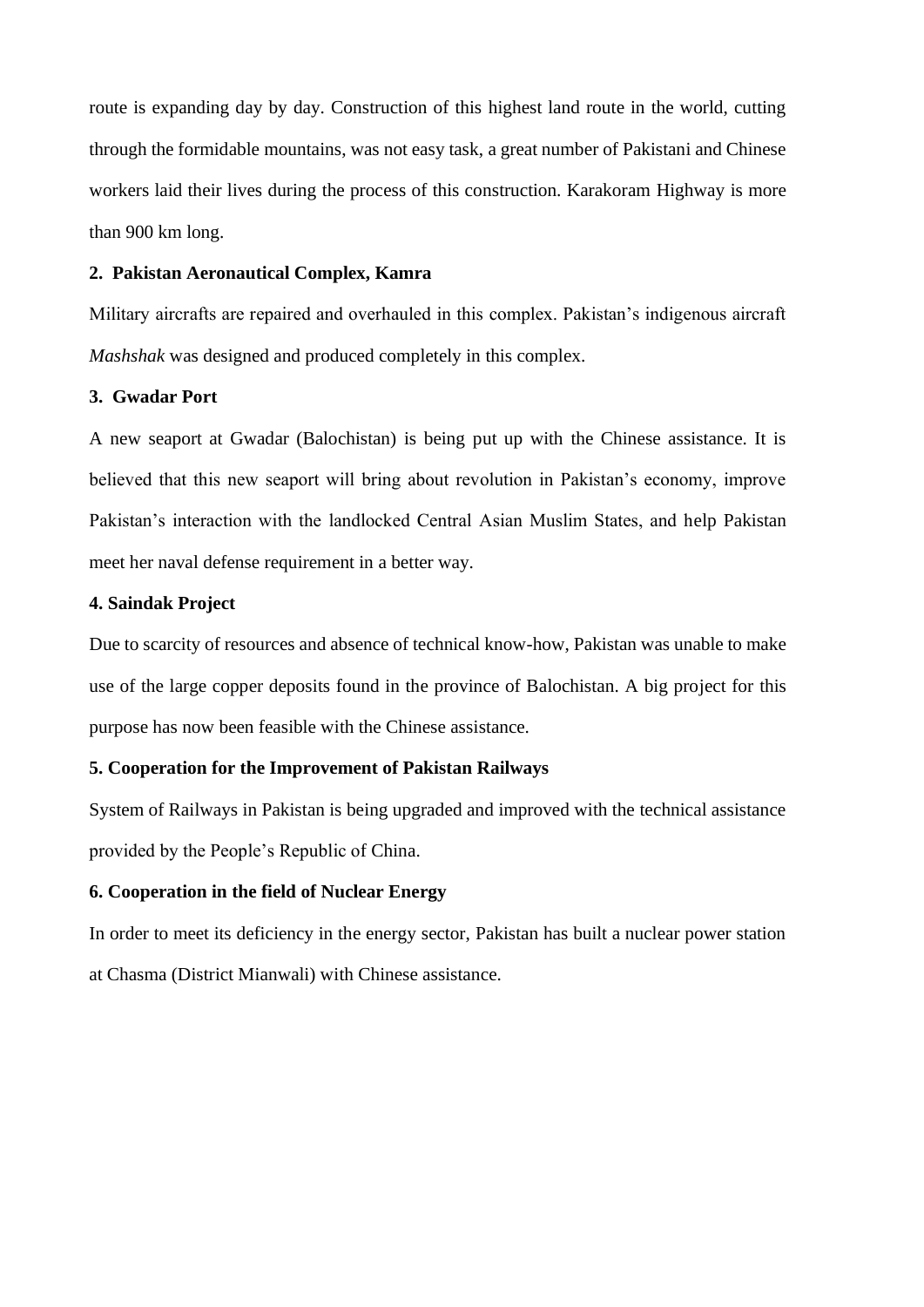route is expanding day by day. Construction of this highest land route in the world, cutting through the formidable mountains, was not easy task, a great number of Pakistani and Chinese workers laid their lives during the process of this construction. Karakoram Highway is more than 900 km long.

**2. Pakistan Aeronautical Complex, Kamra**

Military aircrafts are repaired and overhauled in this complex. Pakistan's indigenous aircraft *Mashshak* was designed and produced completely in this complex.

**3. Gwadar Port**

A new seaport at Gwadar (Balochistan) is being put up with the Chinese assistance. It is believed that this new seaport will bring about revolution in Pakistan's economy, improve Pakistan's interaction with the landlocked Central Asian Muslim States, and help Pakistan meet her naval defense requirement in a better way.

**4. Saindak Project**

Due to scarcity of resources and absence of technical know-how, Pakistan was unable to make use of the large copper deposits found in the province of Balochistan. A big project for this purpose has now been feasible with the Chinese assistance.

**5. Cooperation for the Improvement of Pakistan Railways**

System of Railways in Pakistan is being upgraded and improved with the technical assistance provided by the People's Republic of China.

**6. Cooperation in the field of Nuclear Energy**

In order to meet its deficiency in the energy sector, Pakistan has built a nuclear power station at Chasma (District Mianwali) with Chinese assistance.